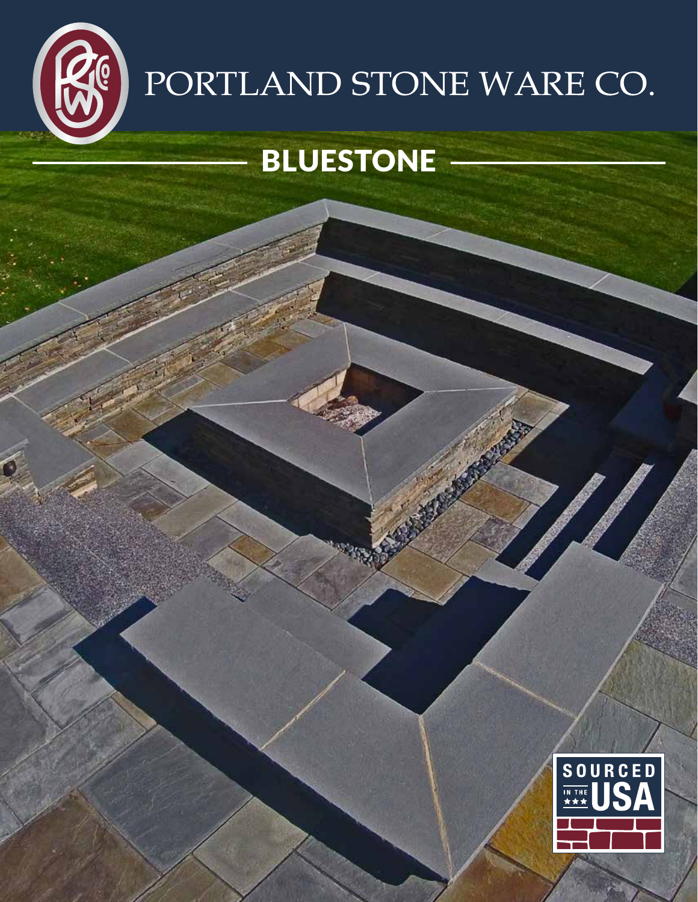# PORTLAND STONE WARE CO.

## BLUESTONE

SOURCED IN THE USA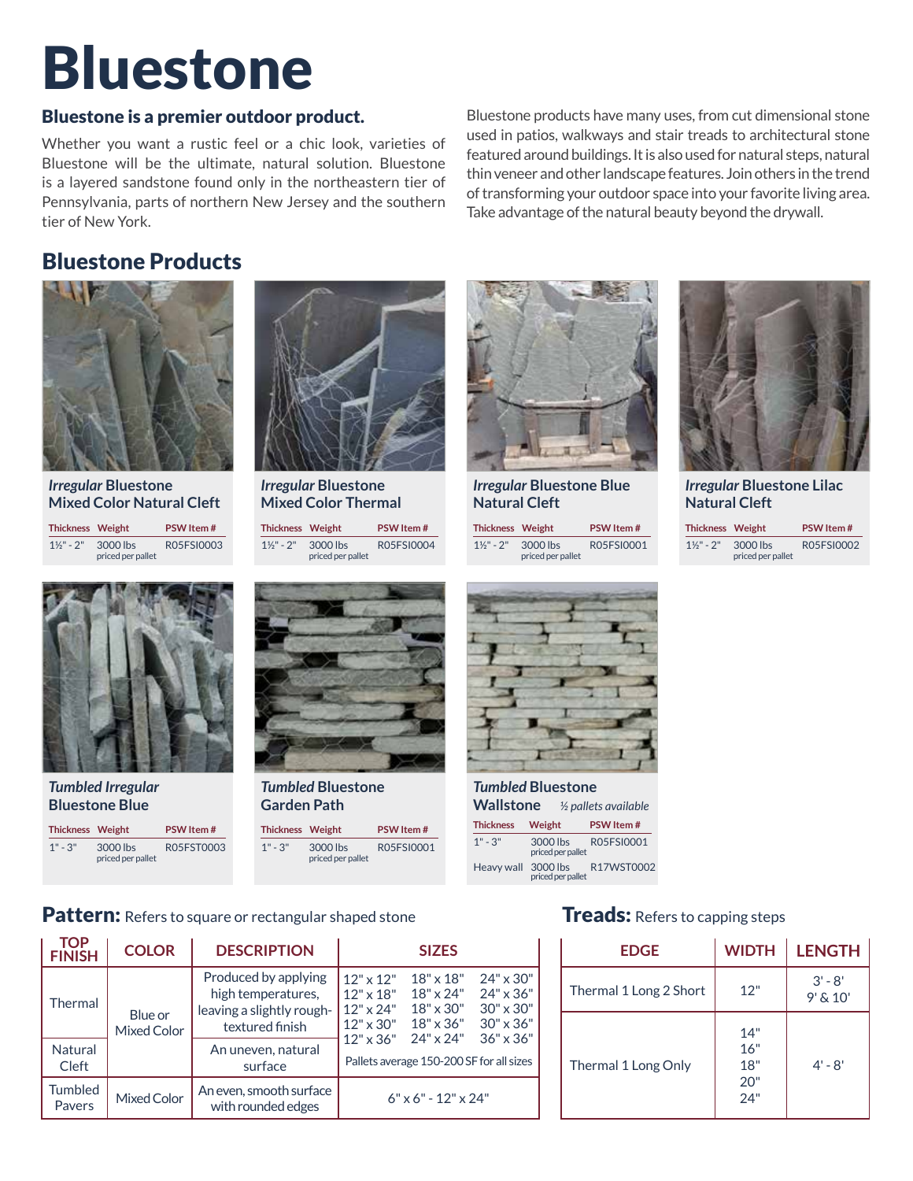# Bluestone

## Bluestone is a premier outdoor product.

Whether you want a rustic feel or a chic look, varieties of Bluestone will be the ultimate, natural solution. Bluestone is a layered sandstone found only in the northeastern tier of Pennsylvania, parts of northern New Jersey and the southern tier of New York.

Bluestone products have many uses, from cut dimensional stone used in patios, walkways and stair treads to architectural stone featured around buildings. It is also used for natural steps, natural thin veneer and other landscape features. Join others in the trend of transforming your outdoor space into your favorite living area. Take advantage of the natural beauty beyond the drywall.

## Bluestone Products

### *Irregular* Bluestone Mixed Color Natural Cleft

| Thickness | Weight | PSW Item # |
|---|---|---|
| 1½" - 2" | 3000 lbs priced per pallet | R05FSI0003 |

### *Irregular* Bluestone Mixed Color Thermal

| Thickness | Weight | PSW Item # |
|---|---|---|
| 1½" - 2" | 3000 lbs priced per pallet | R05FSI0004 |

### *Irregular* Bluestone Blue Natural Cleft

| Thickness | Weight | PSW Item # |
|---|---|---|
| 1½" - 2" | 3000 lbs priced per pallet | R05FSI0001 |

### *Irregular* Bluestone Lilac Natural Cleft

| Thickness | Weight | PSW Item # |
|---|---|---|
| 1½" - 2" | 3000 lbs priced per pallet | R05FSI0002 |

### *Tumbled Irregular* Bluestone Blue

| Thickness | Weight | PSW Item # |
|---|---|---|
| 1" - 3" | 3000 lbs priced per pallet | R05FST0003 |

### *Tumbled* Bluestone Garden Path

| Thickness | Weight | PSW Item # |
|---|---|---|
| 1" - 3" | 3000 lbs priced per pallet | R05FSI0001 |

### *Tumbled* Bluestone Wallstone *½ pallets available*

| Thickness | Weight | PSW Item # |
|---|---|---|
| 1" - 3" | 3000 lbs priced per pallet | R05FSI0001 |
| Heavy wall | 3000 lbs priced per pallet | R17WST0002 |

## Pattern: Refers to square or rectangular shaped stone

| TOP FINISH | COLOR | DESCRIPTION | SIZES |
|---|---|---|---|
| Thermal | Blue or Mixed Color | Produced by applying high temperatures, leaving a slightly rough-textured finish | 12" x 12", 12" x 18", 12" x 24", 12" x 30", 12" x 36", 18" x 18", 18" x 24", 18" x 30", 18" x 36", 24" x 24", 24" x 30", 24" x 36", 30" x 30", 30" x 36", 36" x 36" |
| Natural Cleft | Blue or Mixed Color | An uneven, natural surface | Pallets average 150-200 SF for all sizes |
| Tumbled Pavers | Mixed Color | An even, smooth surface with rounded edges | 6" x 6" - 12" x 24" |

## Treads: Refers to capping steps

| EDGE | WIDTH | LENGTH |
|---|---|---|
| Thermal 1 Long 2 Short | 12" | 3' - 8' 9' & 10' |
| Thermal 1 Long Only | 14" 16" 18" 20" 24" | 4' - 8' |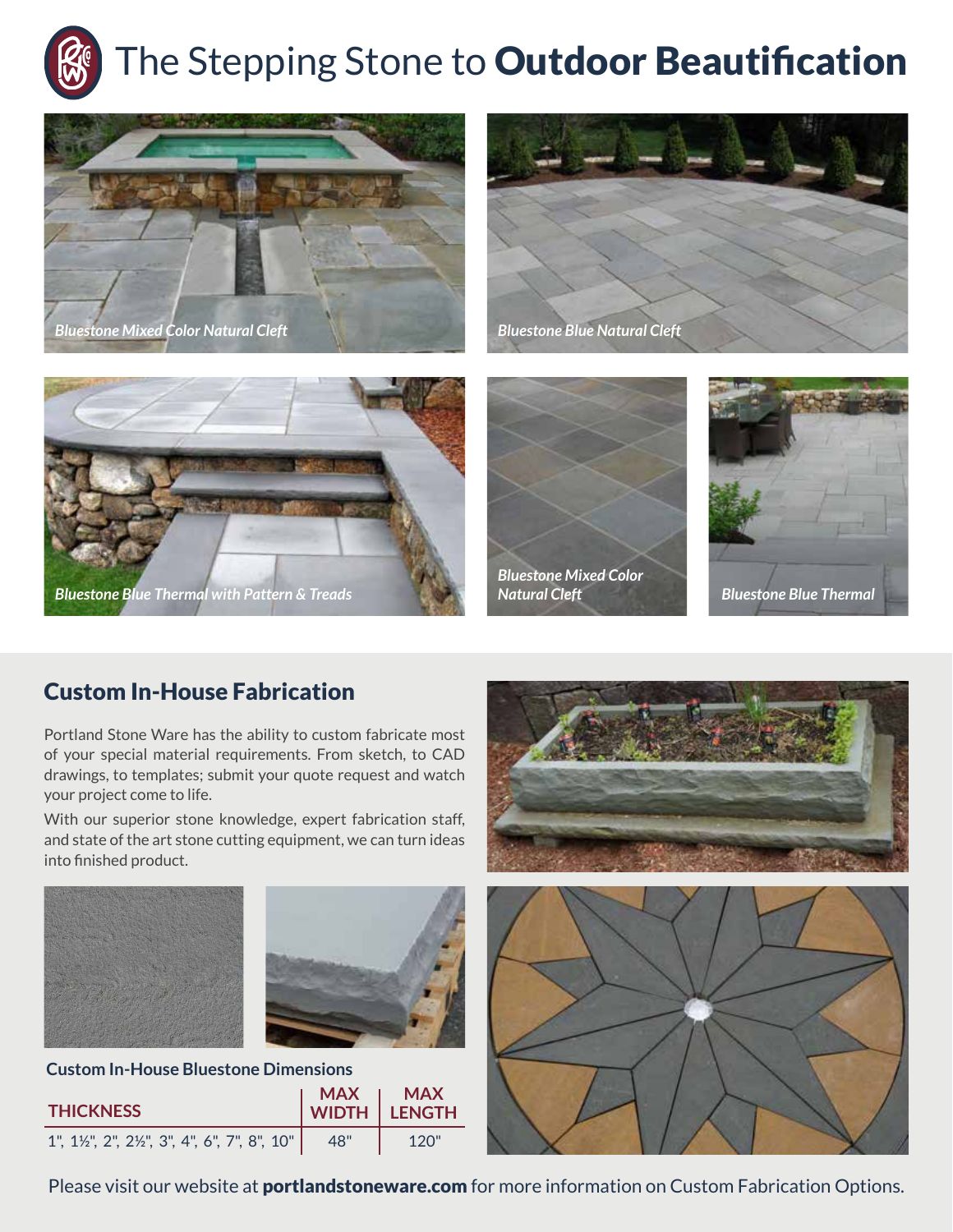# The Stepping Stone to **Outdoor Beautification**

*Bluestone Mixed Color Natural Cleft*

*Bluestone Blue Natural Cleft*

*Bluestone Blue Thermal with Pattern & Treads*

*Bluestone Mixed Color Natural Cleft*

*Bluestone Blue Thermal*

## Custom In-House Fabrication

Portland Stone Ware has the ability to custom fabricate most of your special material requirements. From sketch, to CAD drawings, to templates; submit your quote request and watch your project come to life.

With our superior stone knowledge, expert fabrication staff, and state of the art stone cutting equipment, we can turn ideas into finished product.

### Custom In-House Bluestone Dimensions

| THICKNESS | MAX WIDTH | MAX LENGTH |
|---|---|---|
| 1", 1½", 2", 2½", 3", 4", 6", 7", 8", 10" | 48" | 120" |

Please visit our website at **portlandstoneware.com** for more information on Custom Fabrication Options.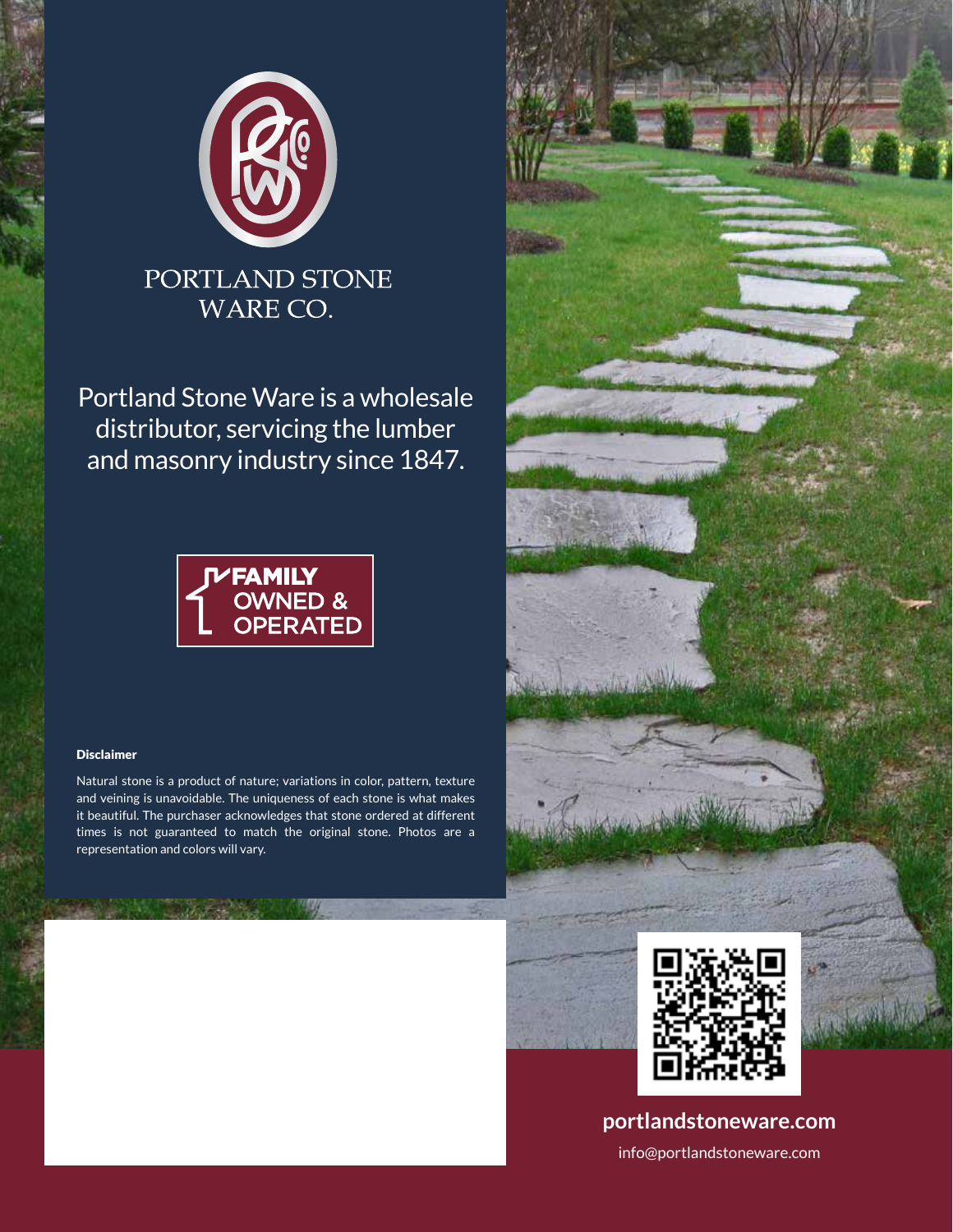PORTLAND STONE WARE CO.

Portland Stone Ware is a wholesale distributor, servicing the lumber and masonry industry since 1847.

FAMILY OWNED & OPERATED

### Disclaimer

Natural stone is a product of nature; variations in color, pattern, texture and veining is unavoidable. The uniqueness of each stone is what makes it beautiful. The purchaser acknowledges that stone ordered at different times is not guaranteed to match the original stone. Photos are a representation and colors will vary.

**portlandstoneware.com**

info@portlandstoneware.com